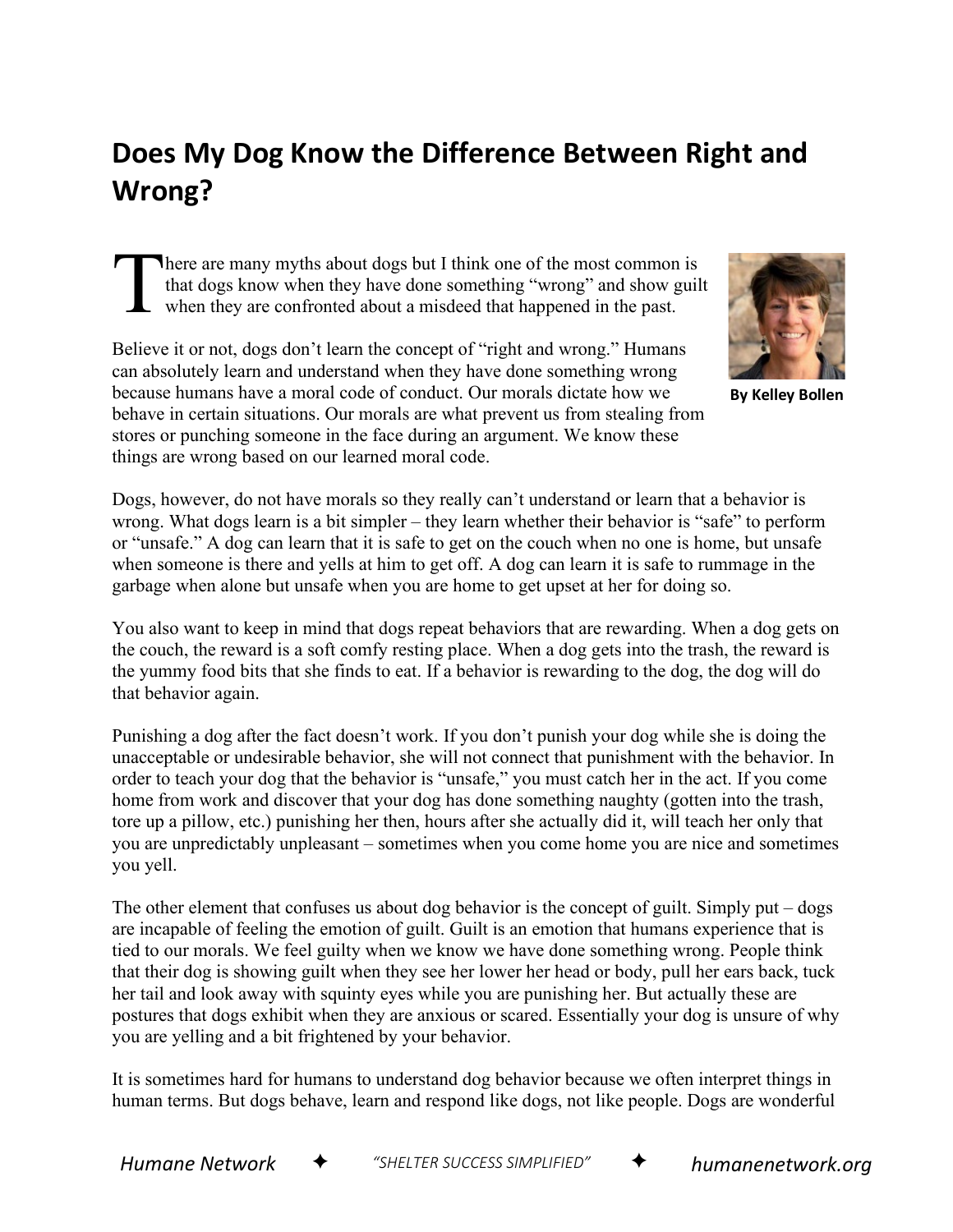# Does My Dog Know the Difference Between Right and Wrong?

There are many myths about dogs but I think one of the most common is that dogs know when they have done something "wrong" and show guilt when they are confronted about a misdeed that happened in the past.

**By Kelley Bollen**

Believe it or not, dogs don't learn the concept of "right and wrong." Humans can absolutely learn and understand when they have done something wrong because humans have a moral code of conduct. Our morals dictate how we behave in certain situations. Our morals are what prevent us from stealing from stores or punching someone in the face during an argument. We know these things are wrong based on our learned moral code.

Dogs, however, do not have morals so they really can't understand or learn that a behavior is wrong. What dogs learn is a bit simpler – they learn whether their behavior is "safe" to perform or "unsafe." A dog can learn that it is safe to get on the couch when no one is home, but unsafe when someone is there and yells at him to get off. A dog can learn it is safe to rummage in the garbage when alone but unsafe when you are home to get upset at her for doing so.

You also want to keep in mind that dogs repeat behaviors that are rewarding. When a dog gets on the couch, the reward is a soft comfy resting place. When a dog gets into the trash, the reward is the yummy food bits that she finds to eat. If a behavior is rewarding to the dog, the dog will do that behavior again.

Punishing a dog after the fact doesn't work. If you don't punish your dog while she is doing the unacceptable or undesirable behavior, she will not connect that punishment with the behavior. In order to teach your dog that the behavior is "unsafe," you must catch her in the act. If you come home from work and discover that your dog has done something naughty (gotten into the trash, tore up a pillow, etc.) punishing her then, hours after she actually did it, will teach her only that you are unpredictably unpleasant – sometimes when you come home you are nice and sometimes you yell.

The other element that confuses us about dog behavior is the concept of guilt. Simply put – dogs are incapable of feeling the emotion of guilt. Guilt is an emotion that humans experience that is tied to our morals. We feel guilty when we know we have done something wrong. People think that their dog is showing guilt when they see her lower her head or body, pull her ears back, tuck her tail and look away with squinty eyes while you are punishing her. But actually these are postures that dogs exhibit when they are anxious or scared. Essentially your dog is unsure of why you are yelling and a bit frightened by your behavior.

It is sometimes hard for humans to understand dog behavior because we often interpret things in human terms. But dogs behave, learn and respond like dogs, not like people. Dogs are wonderful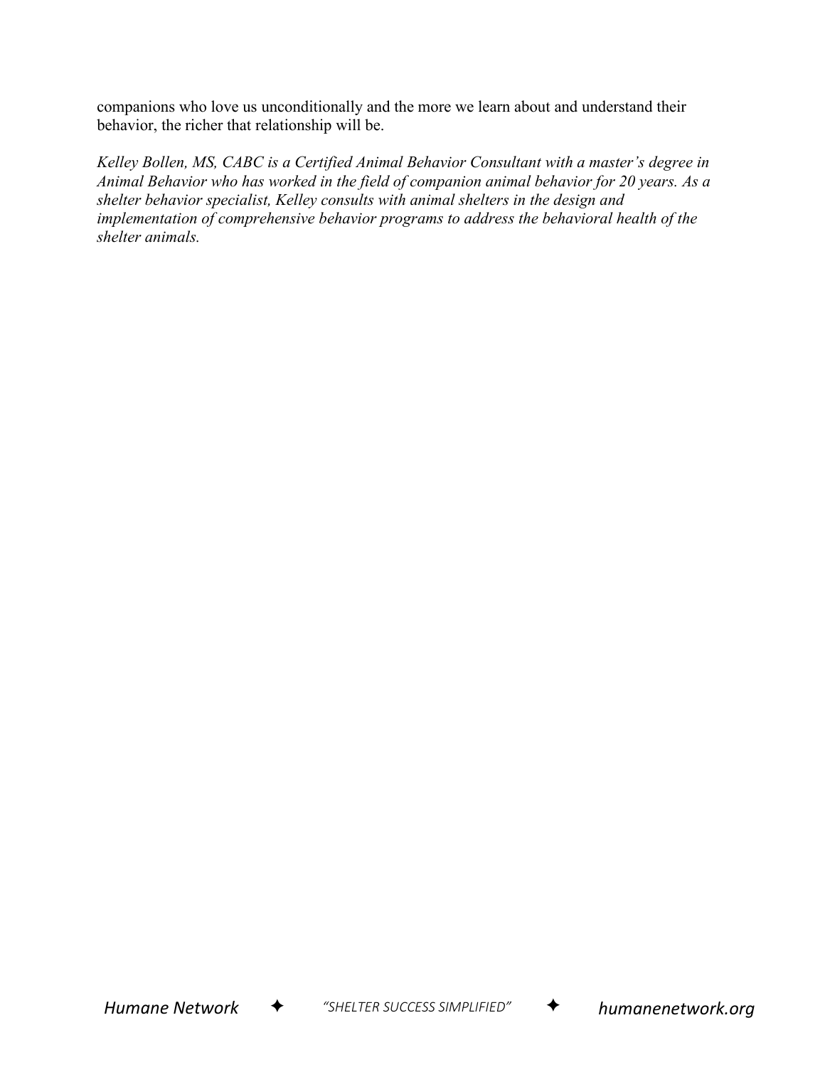companions who love us unconditionally and the more we learn about and understand their behavior, the richer that relationship will be.

*Kelley Bollen, MS, CABC is a Certified Animal Behavior Consultant with a master's degree in Animal Behavior who has worked in the field of companion animal behavior for 20 years. As a shelter behavior specialist, Kelley consults with animal shelters in the design and implementation of comprehensive behavior programs to address the behavioral health of the shelter animals.*